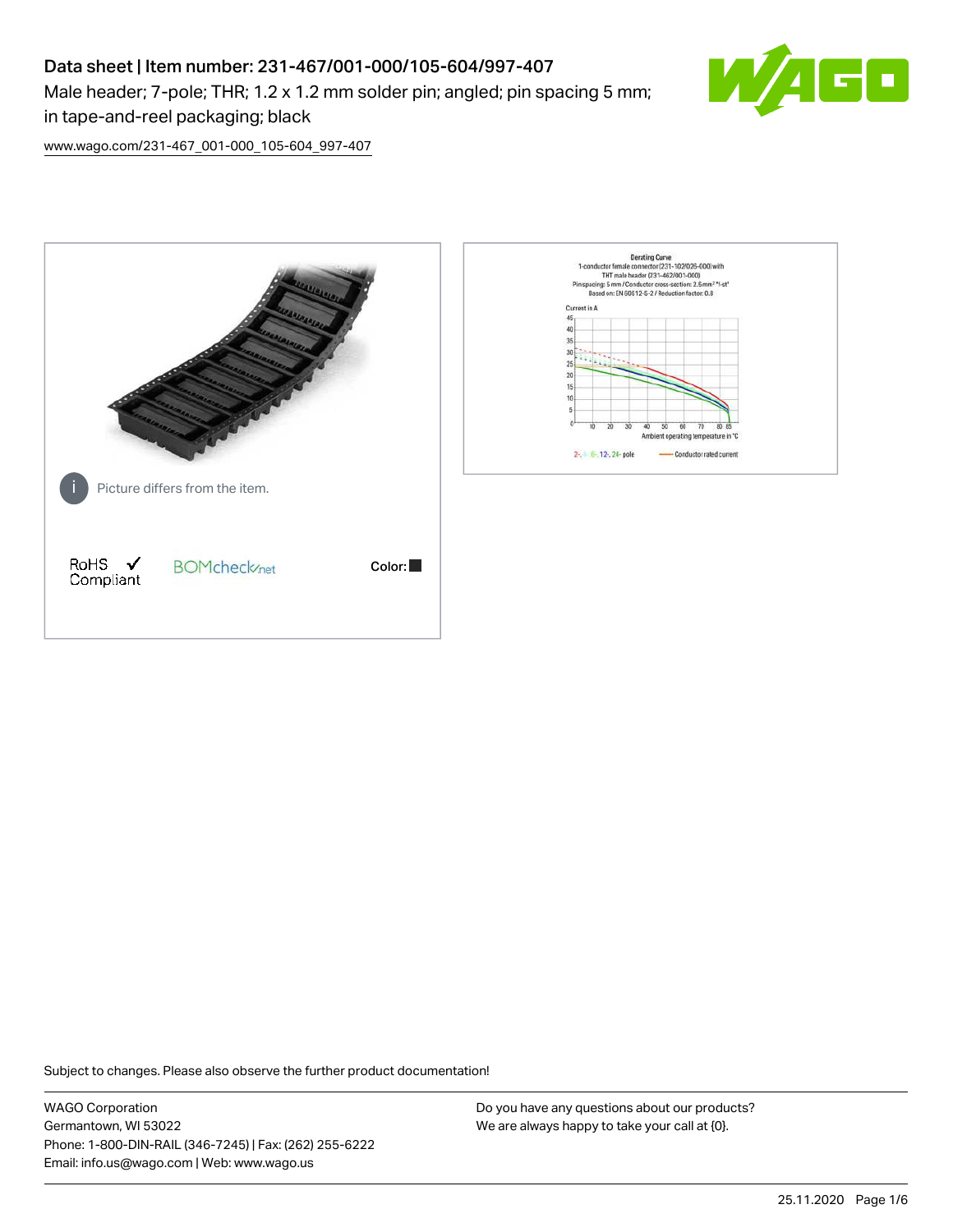# Data sheet | Item number: 231-467/001-000/105-604/997-407

Male header; 7-pole; THR; 1.2 x 1.2 mm solder pin; angled; pin spacing 5 mm; in tape-and-reel packaging; black

www.wago.com/231-467_001-000_105-604_997-407

Picture differs from the item.

RoHS ✓ Compliant

BOMcheck.net

Color: ■

Subject to changes. Please also observe the further product documentation!

WAGO Corporation
Germantown, WI 53022
Phone: 1-800-DIN-RAIL (346-7245) | Fax: (262) 255-6222
Email: info.us@wago.com | Web: www.wago.us

Do you have any questions about our products?
We are always happy to take your call at {0}.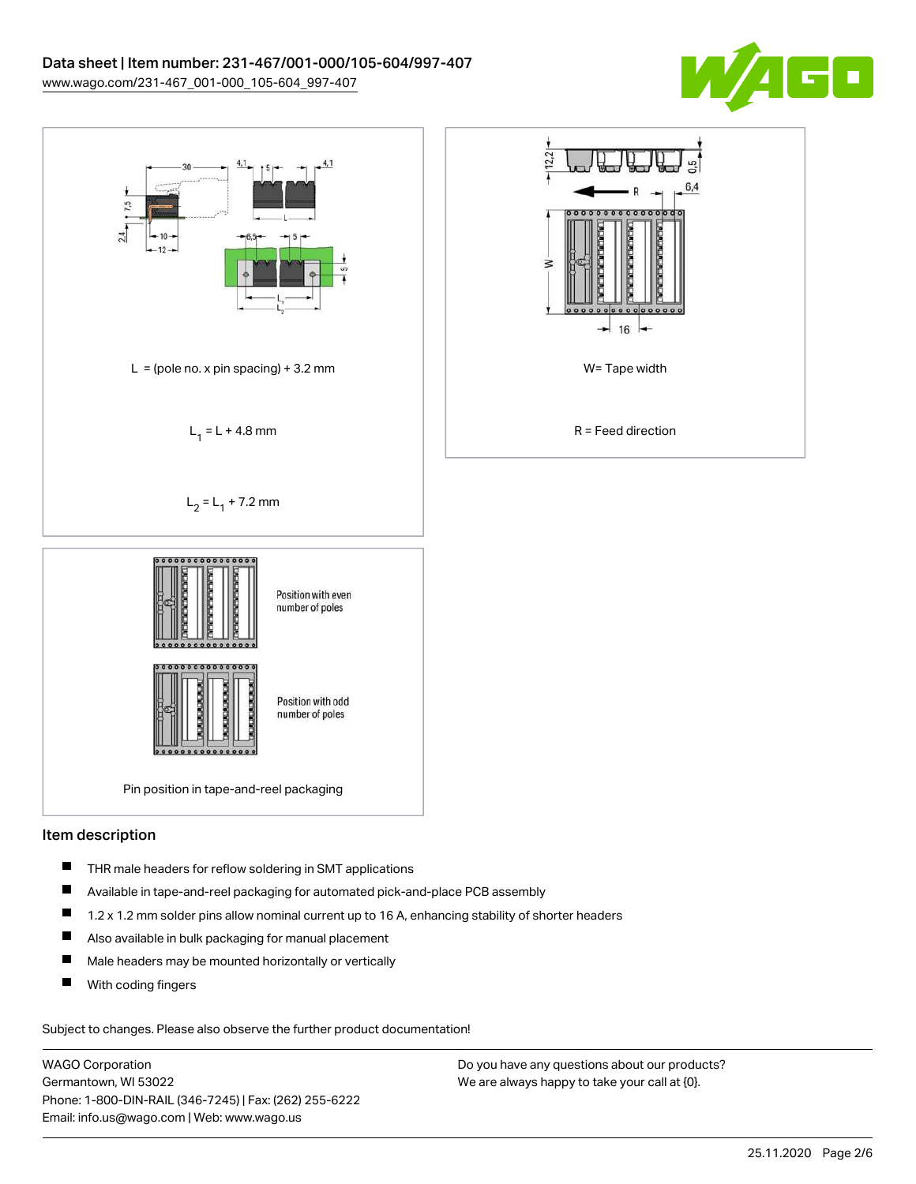L = (pole no. x pin spacing) + 3.2 mm

$L_1 = L + 4.8$ mm

$L_2 = L_1 + 7.2$ mm

W= Tape width

R = Feed direction

Position with even number of poles

Position with odd number of poles

Pin position in tape-and-reel packaging

## Item description

- THR male headers for reflow soldering in SMT applications
- Available in tape-and-reel packaging for automated pick-and-place PCB assembly
- 1.2 x 1.2 mm solder pins allow nominal current up to 16 A, enhancing stability of shorter headers
- Also available in bulk packaging for manual placement
- Male headers may be mounted horizontally or vertically
- With coding fingers

Subject to changes. Please also observe the further product documentation!

WAGO Corporation
Germantown, WI 53022
Phone: 1-800-DIN-RAIL (346-7245) | Fax: (262) 255-6222
Email: info.us@wago.com | Web: www.wago.us

Do you have any questions about our products?
We are always happy to take your call at {0}.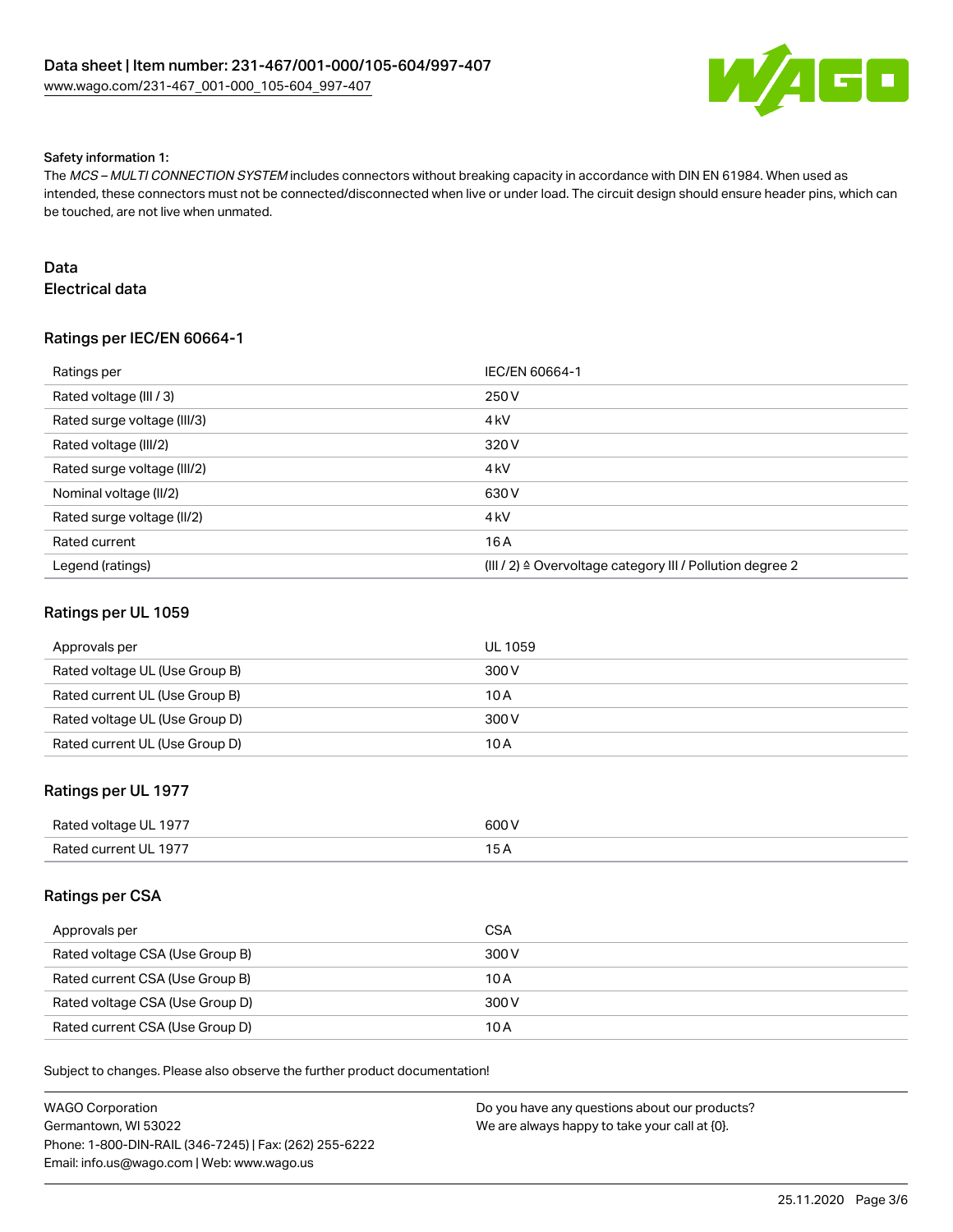Safety information 1:

The *MCS – MULTI CONNECTION SYSTEM* includes connectors without breaking capacity in accordance with DIN EN 61984. When used as intended, these connectors must not be connected/disconnected when live or under load. The circuit design should ensure header pins, which can be touched, are not live when unmated.

# Data

## Electrical data

### Ratings per IEC/EN 60664-1

| Ratings per | IEC/EN 60664-1 |
|---|---|
| Rated voltage (III / 3) | 250 V |
| Rated surge voltage (III/3) | 4 kV |
| Rated voltage (III/2) | 320 V |
| Rated surge voltage (III/2) | 4 kV |
| Nominal voltage (II/2) | 630 V |
| Rated surge voltage (II/2) | 4 kV |
| Rated current | 16 A |
| Legend (ratings) | (III / 2) ≙ Overvoltage category III / Pollution degree 2 |

### Ratings per UL 1059

| Approvals per | UL 1059 |
|---|---|
| Rated voltage UL (Use Group B) | 300 V |
| Rated current UL (Use Group B) | 10 A |
| Rated voltage UL (Use Group D) | 300 V |
| Rated current UL (Use Group D) | 10 A |

### Ratings per UL 1977

| Rated voltage UL 1977 | 600 V |
|---|---|
| Rated current UL 1977 | 15 A |

### Ratings per CSA

| Approvals per | CSA |
|---|---|
| Rated voltage CSA (Use Group B) | 300 V |
| Rated current CSA (Use Group B) | 10 A |
| Rated voltage CSA (Use Group D) | 300 V |
| Rated current CSA (Use Group D) | 10 A |

Subject to changes. Please also observe the further product documentation!

WAGO Corporation
Germantown, WI 53022
Phone: 1-800-DIN-RAIL (346-7245) | Fax: (262) 255-6222
Email: info.us@wago.com | Web: www.wago.us

Do you have any questions about our products?
We are always happy to take your call at {0}.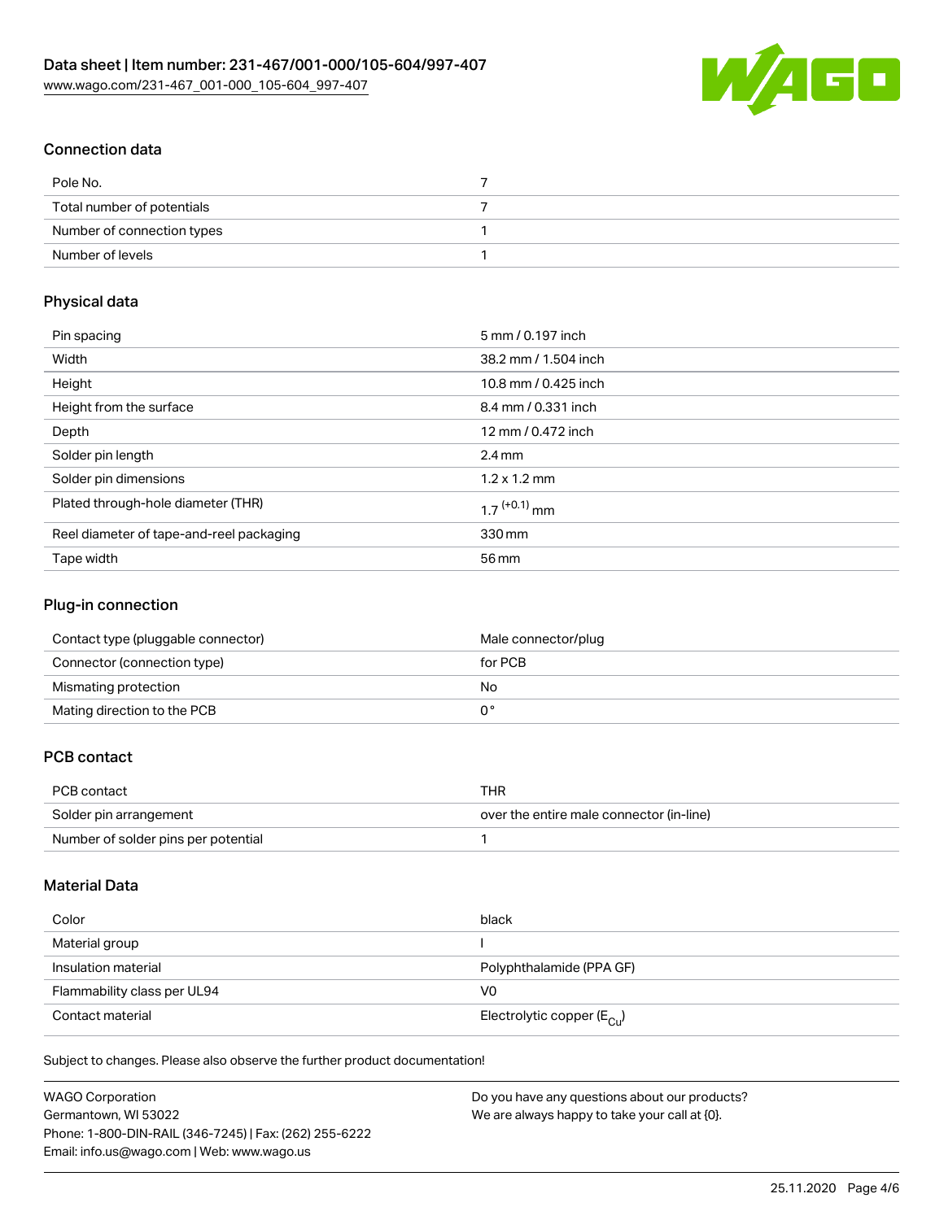## Connection data

| Pole No. | 7 |
| --- | --- |
| Total number of potentials | 7 |
| Number of connection types | 1 |
| Number of levels | 1 |

## Physical data

| Pin spacing | 5 mm / 0.197 inch |
| --- | --- |
| Width | 38.2 mm / 1.504 inch |
| Height | 10.8 mm / 0.425 inch |
| Height from the surface | 8.4 mm / 0.331 inch |
| Depth | 12 mm / 0.472 inch |
| Solder pin length | 2.4 mm |
| Solder pin dimensions | 1.2 x 1.2 mm |
| Plated through-hole diameter (THR) | $1.7^{(+0.1)}$ mm |
| Reel diameter of tape-and-reel packaging | 330 mm |
| Tape width | 56 mm |

## Plug-in connection

| Contact type (pluggable connector) | Male connector/plug |
| --- | --- |
| Connector (connection type) | for PCB |
| Mismating protection | No |
| Mating direction to the PCB | 0 ° |

## PCB contact

| PCB contact | THR |
| --- | --- |
| Solder pin arrangement | over the entire male connector (in-line) |
| Number of solder pins per potential | 1 |

## Material Data

| Color | black |
| --- | --- |
| Material group | I |
| Insulation material | Polyphthalamide (PPA GF) |
| Flammability class per UL94 | V0 |
| Contact material | Electrolytic copper ($E_{Cu}$) |

Subject to changes. Please also observe the further product documentation!

WAGO Corporation
Germantown, WI 53022
Phone: 1-800-DIN-RAIL (346-7245) | Fax: (262) 255-6222
Email: info.us@wago.com | Web: www.wago.us

Do you have any questions about our products?
We are always happy to take your call at {0}.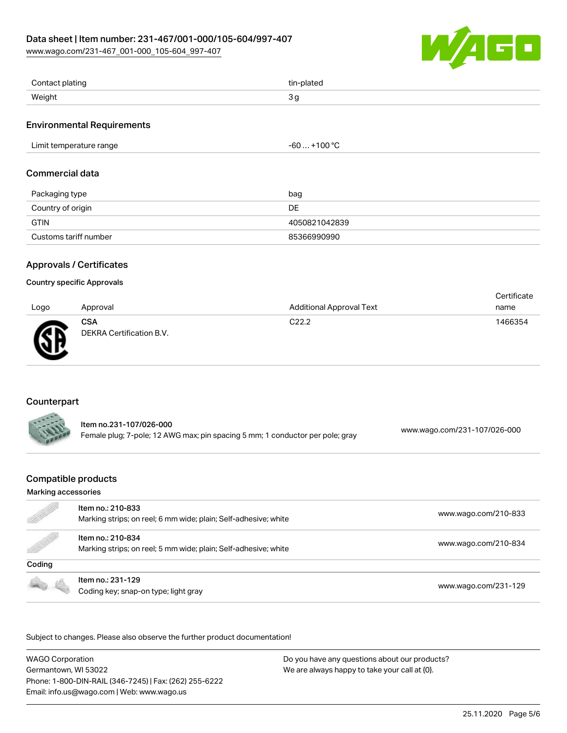| | |
|---|---|
| Contact plating | tin-plated |
| Weight | 3 g |

## Environmental Requirements

| | |
|---|---|
| Limit temperature range | -60 … +100 °C |

## Commercial data

| | |
|---|---|
| Packaging type | bag |
| Country of origin | DE |
| GTIN | 4050821042839 |
| Customs tariff number | 85366990990 |

## Approvals / Certificates

### Country specific Approvals

| Logo | Approval | Additional Approval Text | Certificate name |
|---|---|---|---|
| | **CSA** DEKRA Certification B.V. | C22.2 | 1466354 |

## Counterpart

| | | |
|---|---|---|
| | Item no.231-107/026-000 Female plug; 7-pole; 12 AWG max; pin spacing 5 mm; 1 conductor per pole; gray | www.wago.com/231-107/026-000 |

## Compatible products

Marking accessories

| | | |
|---|---|---|
| | Item no.: 210-833 Marking strips; on reel; 6 mm wide; plain; Self-adhesive; white | www.wago.com/210-833 |
| | Item no.: 210-834 Marking strips; on reel; 5 mm wide; plain; Self-adhesive; white | www.wago.com/210-834 |

Coding

| | | |
|---|---|---|
| | Item no.: 231-129 Coding key; snap-on type; light gray | www.wago.com/231-129 |

Subject to changes. Please also observe the further product documentation!

WAGO Corporation
Germantown, WI 53022
Phone: 1-800-DIN-RAIL (346-7245) | Fax: (262) 255-6222
Email: info.us@wago.com | Web: www.wago.us

Do you have any questions about our products?
We are always happy to take your call at {0}.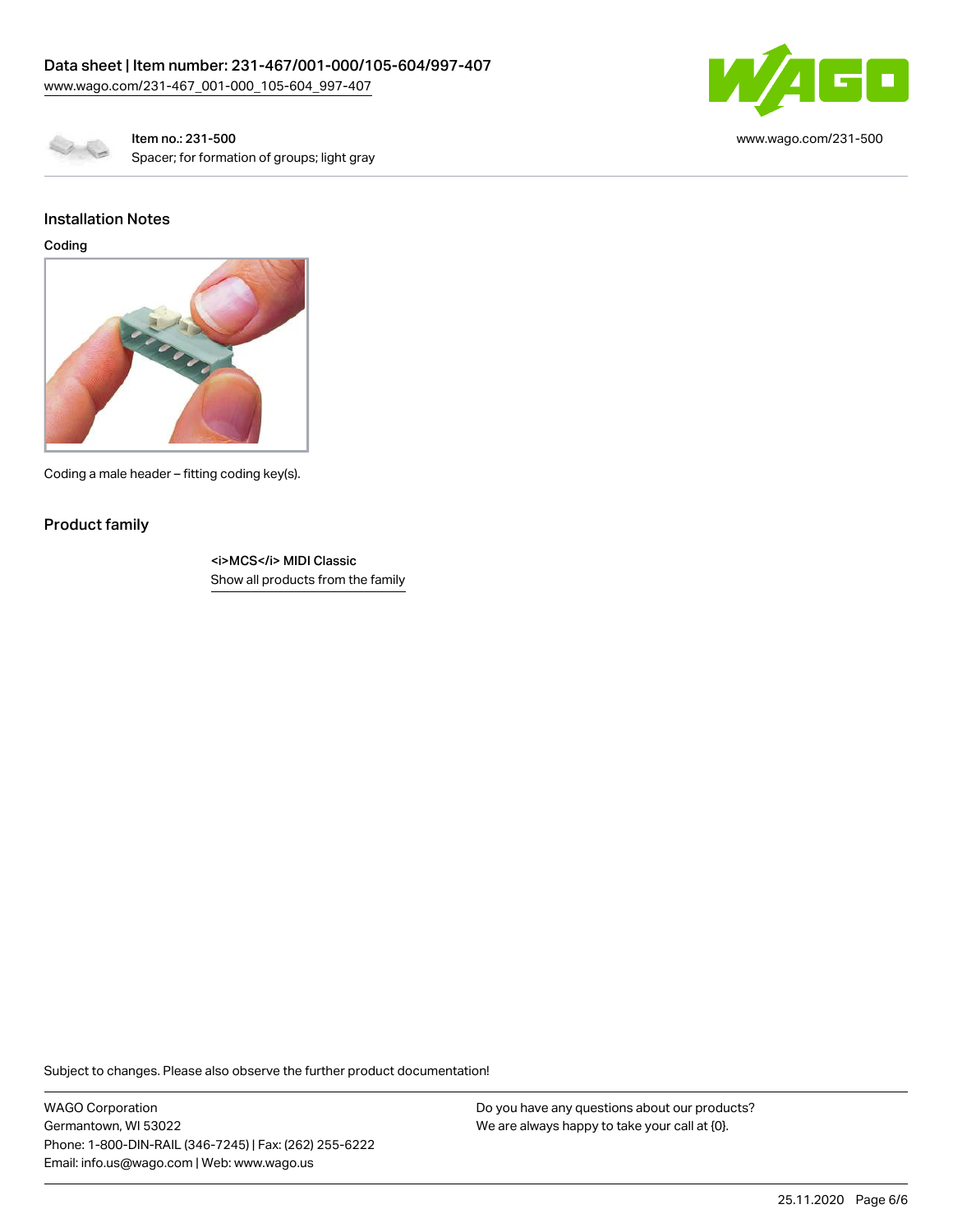Item no.: 231-500

Spacer; for formation of groups; light gray

www.wago.com/231-500

## Installation Notes

### Coding

Coding a male header – fitting coding key(s).

## Product family

<i>MCS</i> MIDI Classic

Show all products from the family

Subject to changes. Please also observe the further product documentation!

WAGO Corporation
Germantown, WI 53022
Phone: 1-800-DIN-RAIL (346-7245) | Fax: (262) 255-6222
Email: info.us@wago.com | Web: www.wago.us

Do you have any questions about our products?
We are always happy to take your call at {0}.

25.11.2020